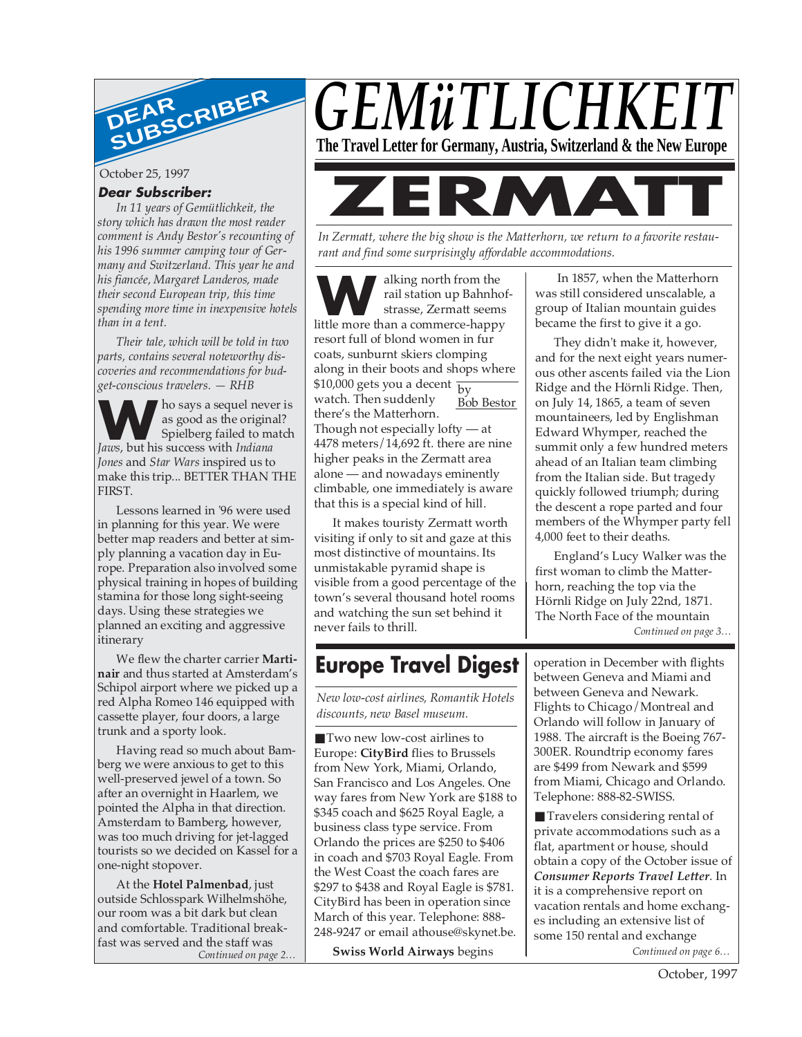# GEMüTLICHKEIT

**The Travel Letter for Germany, Austria, Switzerland & the New Europe**

## DEAR SUBSCRIBER

October 25, 1997

***Dear Subscriber:***

*In 11 years of Gemütlichkeit, the story which has drawn the most reader comment is Andy Bestor's recounting of his 1996 summer camping tour of Germany and Switzerland. This year he and his fiancée, Margaret Landeros, made their second European trip, this time spending more time in inexpensive hotels than in a tent.*

*Their tale, which will be told in two parts, contains several noteworthy discoveries and recommendations for budget-conscious travelers. — RHB*

Who says a sequel never is as good as the original? Spielberg failed to match *Jaws*, but his success with *Indiana Jones* and *Star Wars* inspired us to make this trip... BETTER THAN THE FIRST.

Lessons learned in '96 were used in planning for this year. We were better map readers and better at simply planning a vacation day in Europe. Preparation also involved some physical training in hopes of building stamina for those long sight-seeing days. Using these strategies we planned an exciting and aggressive itinerary

We flew the charter carrier **Martinair** and thus started at Amsterdam's Schipol airport where we picked up a red Alpha Romeo 146 equipped with cassette player, four doors, a large trunk and a sporty look.

Having read so much about Bamberg we were anxious to get to this well-preserved jewel of a town. So after an overnight in Haarlem, we pointed the Alpha in that direction. Amsterdam to Bamberg, however, was too much driving for jet-lagged tourists so we decided on Kassel for a one-night stopover.

At the **Hotel Palmenbad**, just outside Schlosspark Wilhelmshöhe, our room was a bit dark but clean and comfortable. Traditional breakfast was served and the staff was

*Continued on page 2…*

# ZERMATT

*In Zermatt, where the big show is the Matterhorn, we return to a favorite restaurant and find some surprisingly affordable accommodations.*

by Bob Bestor

Walking north from the rail station up Bahnhofstrasse, Zermatt seems little more than a commerce-happy resort full of blond women in fur coats, sunburnt skiers clomping along in their boots and shops where $10,000 gets you a decent watch. Then suddenly there's the Matterhorn. Though not especially lofty — at 4478 meters/14,692 ft. there are nine higher peaks in the Zermatt area alone — and nowadays eminently climbable, one immediately is aware that this is a special kind of hill.

It makes touristy Zermatt worth visiting if only to sit and gaze at this most distinctive of mountains. Its unmistakable pyramid shape is visible from a good percentage of the town's several thousand hotel rooms and watching the sun set behind it never fails to thrill.

In 1857, when the Matterhorn was still considered unscalable, a group of Italian mountain guides became the first to give it a go.

They didn't make it, however, and for the next eight years numerous other ascents failed via the Lion Ridge and the Hörnli Ridge. Then, on July 14, 1865, a team of seven mountaineers, led by Englishman Edward Whymper, reached the summit only a few hundred meters ahead of an Italian team climbing from the Italian side. But tragedy quickly followed triumph; during the descent a rope parted and four members of the Whymper party fell 4,000 feet to their deaths.

England's Lucy Walker was the first woman to climb the Matterhorn, reaching the top via the Hörnli Ridge on July 22nd, 1871. The North Face of the mountain

*Continued on page 3…*

## Europe Travel Digest

*New low-cost airlines, Romantik Hotels discounts, new Basel museum.*

■ Two new low-cost airlines to Europe: **CityBird** flies to Brussels from New York, Miami, Orlando, San Francisco and Los Angeles. One way fares from New York are $188 to $345 coach and $625 Royal Eagle, a business class type service. From Orlando the prices are $250 to $406 in coach and $703 Royal Eagle. From the West Coast the coach fares are $297 to $438 and Royal Eagle is $781. CityBird has been in operation since March of this year. Telephone: 888-248-9247 or email athouse@skynet.be.

**Swiss World Airways** begins operation in December with flights between Geneva and Miami and between Geneva and Newark. Flights to Chicago/Montreal and Orlando will follow in January of 1988. The aircraft is the Boeing 767-300ER. Roundtrip economy fares are $499 from Newark and $599 from Miami, Chicago and Orlando. Telephone: 888-82-SWISS.

■ Travelers considering rental of private accommodations such as a flat, apartment or house, should obtain a copy of the October issue of ***Consumer Reports Travel Letter***. In it is a comprehensive report on vacation rentals and home exchanges including an extensive list of some 150 rental and exchange

*Continued on page 6…*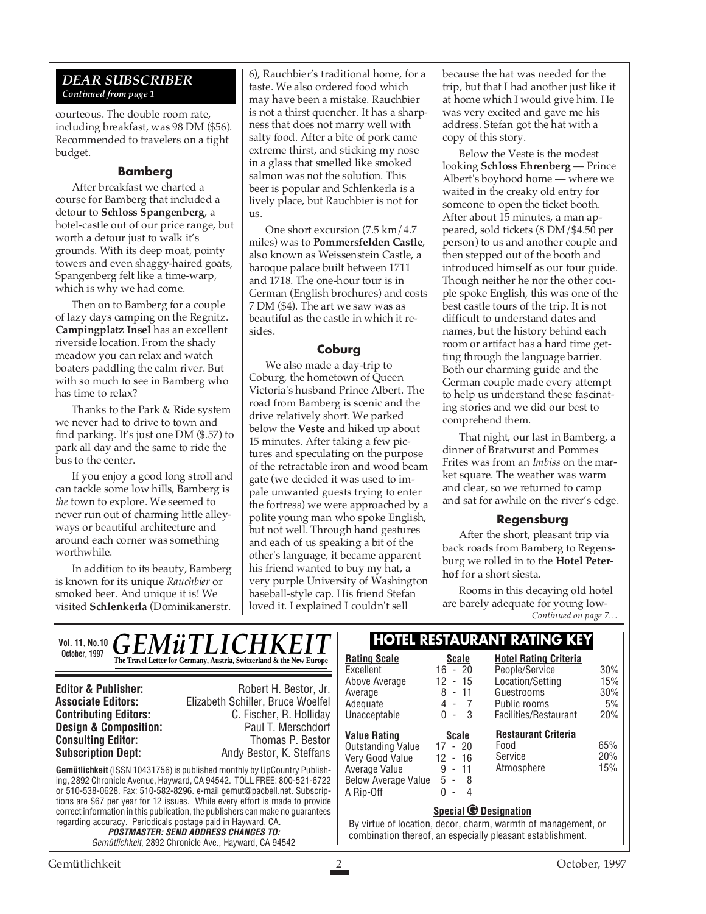## DEAR SUBSCRIBER

*Continued from page 1*

courteous. The double room rate, including breakfast, was 98 DM ($56). Recommended to travelers on a tight budget.

### Bamberg

After breakfast we charted a course for Bamberg that included a detour to **Schloss Spangenberg**, a hotel-castle out of our price range, but worth a detour just to walk it's grounds. With its deep moat, pointy towers and even shaggy-haired goats, Spangenberg felt like a time-warp, which is why we had come.

Then on to Bamberg for a couple of lazy days camping on the Regnitz. **Campingplatz Insel** has an excellent riverside location. From the shady meadow you can relax and watch boaters paddling the calm river. But with so much to see in Bamberg who has time to relax?

Thanks to the Park & Ride system we never had to drive to town and find parking. It's just one DM ($.57) to park all day and the same to ride the bus to the center.

If you enjoy a good long stroll and can tackle some low hills, Bamberg is *the* town to explore. We seemed to never run out of charming little alleyways or beautiful architecture and around each corner was something worthwhile.

In addition to its beauty, Bamberg is known for its unique *Rauchbier* or smoked beer. And unique it is! We visited **Schlenkerla** (Dominikanerstr. 6), Rauchbier's traditional home, for a taste. We also ordered food which may have been a mistake. Rauchbier is not a thirst quencher. It has a sharpness that does not marry well with salty food. After a bite of pork came extreme thirst, and sticking my nose in a glass that smelled like smoked salmon was not the solution. This beer is popular and Schlenkerla is a lively place, but Rauchbier is not for us.

One short excursion (7.5 km/4.7 miles) was to **Pommersfelden Castle**, also known as Weissenstein Castle, a baroque palace built between 1711 and 1718. The one-hour tour is in German (English brochures) and costs 7 DM ($4). The art we saw was as beautiful as the castle in which it resides.

### Coburg

We also made a day-trip to Coburg, the hometown of Queen Victoria's husband Prince Albert. The road from Bamberg is scenic and the drive relatively short. We parked below the **Veste** and hiked up about 15 minutes. After taking a few pictures and speculating on the purpose of the retractable iron and wood beam gate (we decided it was used to impale unwanted guests trying to enter the fortress) we were approached by a polite young man who spoke English, but not well. Through hand gestures and each of us speaking a bit of the other's language, it became apparent his friend wanted to buy my hat, a very purple University of Washington baseball-style cap. His friend Stefan loved it. I explained I couldn't sell because the hat was needed for the trip, but that I had another just like it at home which I would give him. He was very excited and gave me his address. Stefan got the hat with a copy of this story.

Below the Veste is the modest looking **Schloss Ehrenberg** — Prince Albert's boyhood home — where we waited in the creaky old entry for someone to open the ticket booth. After about 15 minutes, a man appeared, sold tickets (8 DM/$4.50 per person) to us and another couple and then stepped out of the booth and introduced himself as our tour guide. Though neither he nor the other couple spoke English, this was one of the best castle tours of the trip. It is not difficult to understand dates and names, but the history behind each room or artifact has a hard time getting through the language barrier. Both our charming guide and the German couple made every attempt to help us understand these fascinating stories and we did our best to comprehend them.

That night, our last in Bamberg, a dinner of Bratwurst and Pommes Frites was from an *Imbiss* on the market square. The weather was warm and clear, so we returned to camp and sat for awhile on the river's edge.

### Regensburg

After the short, pleasant trip via back roads from Bamberg to Regensburg we rolled in to the **Hotel Peterhof** for a short siesta.

Rooms in this decaying old hotel are barely adequate for young low-

*Continued on page 7…*

---

**Vol. 11, No.10 October, 1997**

# *GEMüTLICHKEIT*

**The Travel Letter for Germany, Austria, Switzerland & the New Europe**

**Editor & Publisher:** Robert H. Bestor, Jr.
**Associate Editors:** Elizabeth Schiller, Bruce Woelfel
**Contributing Editors:** C. Fischer, R. Holliday
**Design & Composition:** Paul T. Merschdorf
**Consulting Editor:** Thomas P. Bestor
**Subscription Dept:** Andy Bestor, K. Steffans

**Gemütlichkeit** (ISSN 10431756) is published monthly by UpCountry Publishing, 2892 Chronicle Avenue, Hayward, CA 94542. TOLL FREE: 800-521-6722 or 510-538-0628. Fax: 510-582-8296. e-mail gemut@pacbell.net. Subscriptions are $67 per year for 12 issues. While every effort is made to provide correct information in this publication, the publishers can make no guarantees regarding accuracy. Periodicals postage paid in Hayward, CA.

***POSTMASTER: SEND ADDRESS CHANGES TO:***
*Gemütlichkeit*, 2892 Chronicle Ave., Hayward, CA 94542

---

## HOTEL RESTAURANT RATING KEY

| Rating Scale | Scale |
|---|---|
| Excellent | 16 - 20 |
| Above Average | 12 - 15 |
| Average | 8 - 11 |
| Adequate | 4 - 7 |
| Unacceptable | 0 - 3 |

| Value Rating | Scale |
|---|---|
| Outstanding Value | 17 - 20 |
| Very Good Value | 12 - 16 |
| Average Value | 9 - 11 |
| Below Average Value | 5 - 8 |
| A Rip-Off | 0 - 4 |

| Hotel Rating Criteria | |
|---|---|
| People/Service | 30% |
| Location/Setting | 15% |
| Guestrooms | 30% |
| Public rooms | 5% |
| Facilities/Restaurant | 20% |

| Restaurant Criteria | |
|---|---|
| Food | 65% |
| Service | 20% |
| Atmosphere | 15% |

**Special G Designation**

By virtue of location, decor, charm, warmth of management, or combination thereof, an especially pleasant establishment.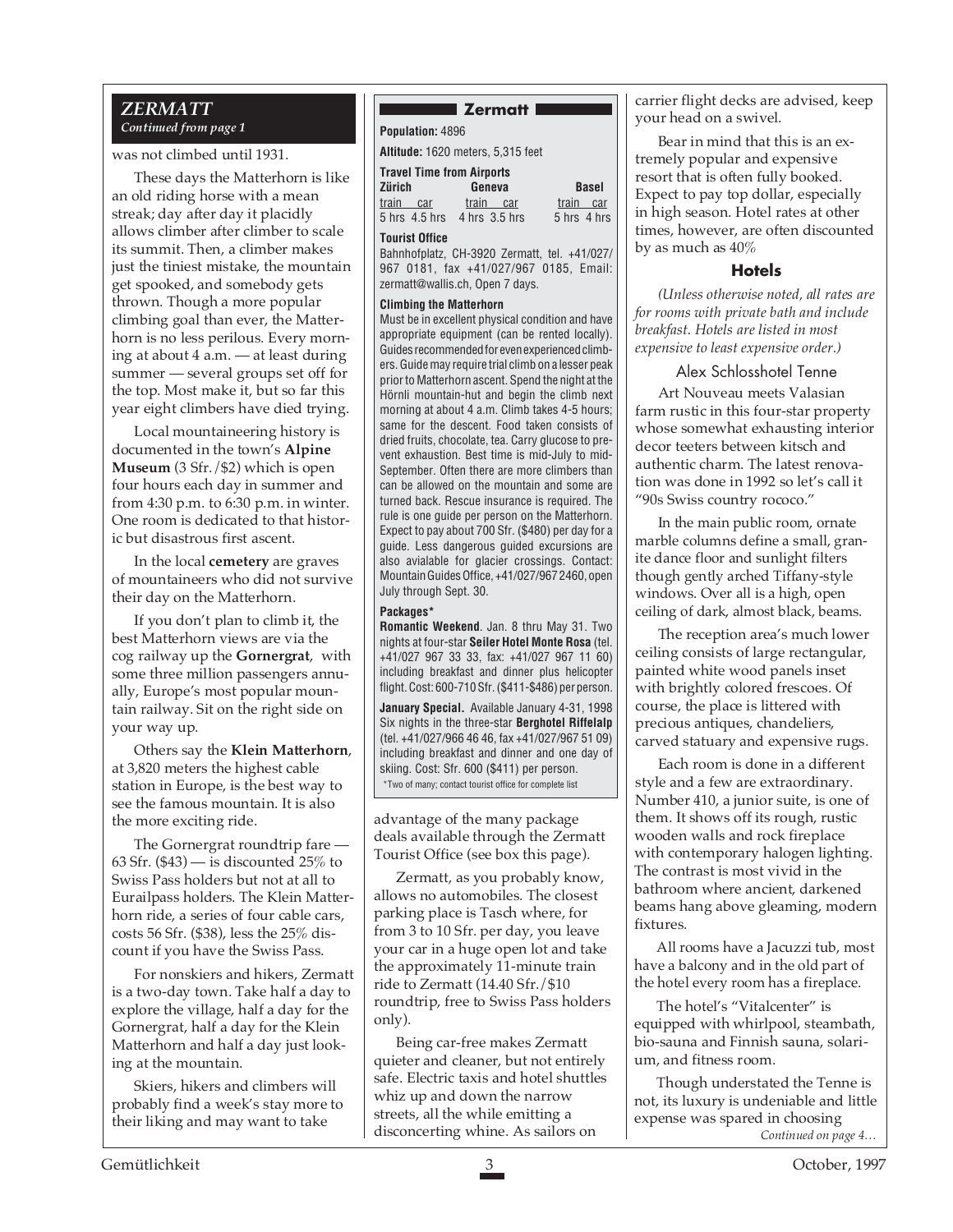## ZERMATT

*Continued from page 1*

was not climbed until 1931.

These days the Matterhorn is like an old riding horse with a mean streak; day after day it placidly allows climber after climber to scale its summit. Then, a climber makes just the tiniest mistake, the mountain get spooked, and somebody gets thrown. Though a more popular climbing goal than ever, the Matterhorn is no less perilous. Every morning at about 4 a.m. — at least during summer — several groups set off for the top. Most make it, but so far this year eight climbers have died trying.

Local mountaineering history is documented in the town's **Alpine Museum** (3 Sfr./$2) which is open four hours each day in summer and from 4:30 p.m. to 6:30 p.m. in winter. One room is dedicated to that historic but disastrous first ascent.

In the local **cemetery** are graves of mountaineers who did not survive their day on the Matterhorn.

If you don't plan to climb it, the best Matterhorn views are via the cog railway up the **Gornergrat**, with some three million passengers annually, Europe's most popular mountain railway. Sit on the right side on your way up.

Others say the **Klein Matterhorn**, at 3,820 meters the highest cable station in Europe, is the best way to see the famous mountain. It is also the more exciting ride.

The Gornergrat roundtrip fare — 63 Sfr. ($43) — is discounted 25% to Swiss Pass holders but not at all to Eurailpass holders. The Klein Matterhorn ride, a series of four cable cars, costs 56 Sfr. ($38), less the 25% discount if you have the Swiss Pass.

For nonskiers and hikers, Zermatt is a two-day town. Take half a day to explore the village, half a day for the Gornergrat, half a day for the Klein Matterhorn and half a day just looking at the mountain.

Skiers, hikers and climbers will probably find a week's stay more to their liking and may want to take advantage of the many package deals available through the Zermatt Tourist Office (see box this page).

Zermatt, as you probably know, allows no automobiles. The closest parking place is Tasch where, for from 3 to 10 Sfr. per day, you leave your car in a huge open lot and take the approximately 11-minute train ride to Zermatt (14.40 Sfr./$10 roundtrip, free to Swiss Pass holders only).

Being car-free makes Zermatt quieter and cleaner, but not entirely safe. Electric taxis and hotel shuttles whiz up and down the narrow streets, all the while emitting a disconcerting whine. As sailors on carrier flight decks are advised, keep your head on a swivel.

Bear in mind that this is an extremely popular and expensive resort that is often fully booked. Expect to pay top dollar, especially in high season. Hotel rates at other times, however, are often discounted by as much as 40%

---

### Zermatt

**Population:** 4896

**Altitude:** 1620 meters, 5,315 feet

**Travel Time from Airports**

| Zürich | | Geneva | | Basel | |
|---|---|---|---|---|---|
| train | car | train | car | train | car |
| 5 hrs | 4.5 hrs | 4 hrs | 3.5 hrs | 5 hrs | 4 hrs |

**Tourist Office**

Bahnhofplatz, CH-3920 Zermatt, tel. +41/027/967 0181, fax +41/027/967 0185, Email: zermatt@wallis.ch, Open 7 days.

**Climbing the Matterhorn**

Must be in excellent physical condition and have appropriate equipment (can be rented locally). Guides recommended for even experienced climbers. Guide may require trial climb on a lesser peak prior to Matterhorn ascent. Spend the night at the Hörnli mountain-hut and begin the climb next morning at about 4 a.m. Climb takes 4-5 hours; same for the descent. Food taken consists of dried fruits, chocolate, tea. Carry glucose to prevent exhaustion. Best time is mid-July to mid-September. Often there are more climbers than can be allowed on the mountain and some are turned back. Rescue insurance is required. The rule is one guide per person on the Matterhorn. Expect to pay about 700 Sfr. ($480) per day for a guide. Less dangerous guided excursions are also avialable for glacier crossings. Contact: Mountain Guides Office, +41/027/967 2460, open July through Sept. 30.

**Packages***

**Romantic Weekend**. Jan. 8 thru May 31. Two nights at four-star **Seiler Hotel Monte Rosa** (tel. +41/027 967 33 33, fax: +41/027 967 11 60) including breakfast and dinner plus helicopter flight. Cost: 600-710 Sfr. ($411-$486) per person.

**January Special.** Available January 4-31, 1998 Six nights in the three-star **Berghotel Riffelalp** (tel. +41/027/966 46 46, fax +41/027/967 51 09) including breakfast and dinner and one day of skiing. Cost: Sfr. 600 ($411) per person.

*Two of many; contact tourist office for complete list

---

### Hotels

*(Unless otherwise noted, all rates are for rooms with private bath and include breakfast. Hotels are listed in most expensive to least expensive order.)*

#### Alex Schlosshotel Tenne

Art Nouveau meets Valasian farm rustic in this four-star property whose somewhat exhausting interior decor teeters between kitsch and authentic charm. The latest renovation was done in 1992 so let's call it "90s Swiss country rococo."

In the main public room, ornate marble columns define a small, granite dance floor and sunlight filters though gently arched Tiffany-style windows. Over all is a high, open ceiling of dark, almost black, beams.

The reception area's much lower ceiling consists of large rectangular, painted white wood panels inset with brightly colored frescoes. Of course, the place is littered with precious antiques, chandeliers, carved statuary and expensive rugs.

Each room is done in a different style and a few are extraordinary. Number 410, a junior suite, is one of them. It shows off its rough, rustic wooden walls and rock fireplace with contemporary halogen lighting. The contrast is most vivid in the bathroom where ancient, darkened beams hang above gleaming, modern fixtures.

All rooms have a Jacuzzi tub, most have a balcony and in the old part of the hotel every room has a fireplace.

The hotel's "Vitalcenter" is equipped with whirlpool, steambath, bio-sauna and Finnish sauna, solarium, and fitness room.

Though understated the Tenne is not, its luxury is undeniable and little expense was spared in choosing

*Continued on page 4…*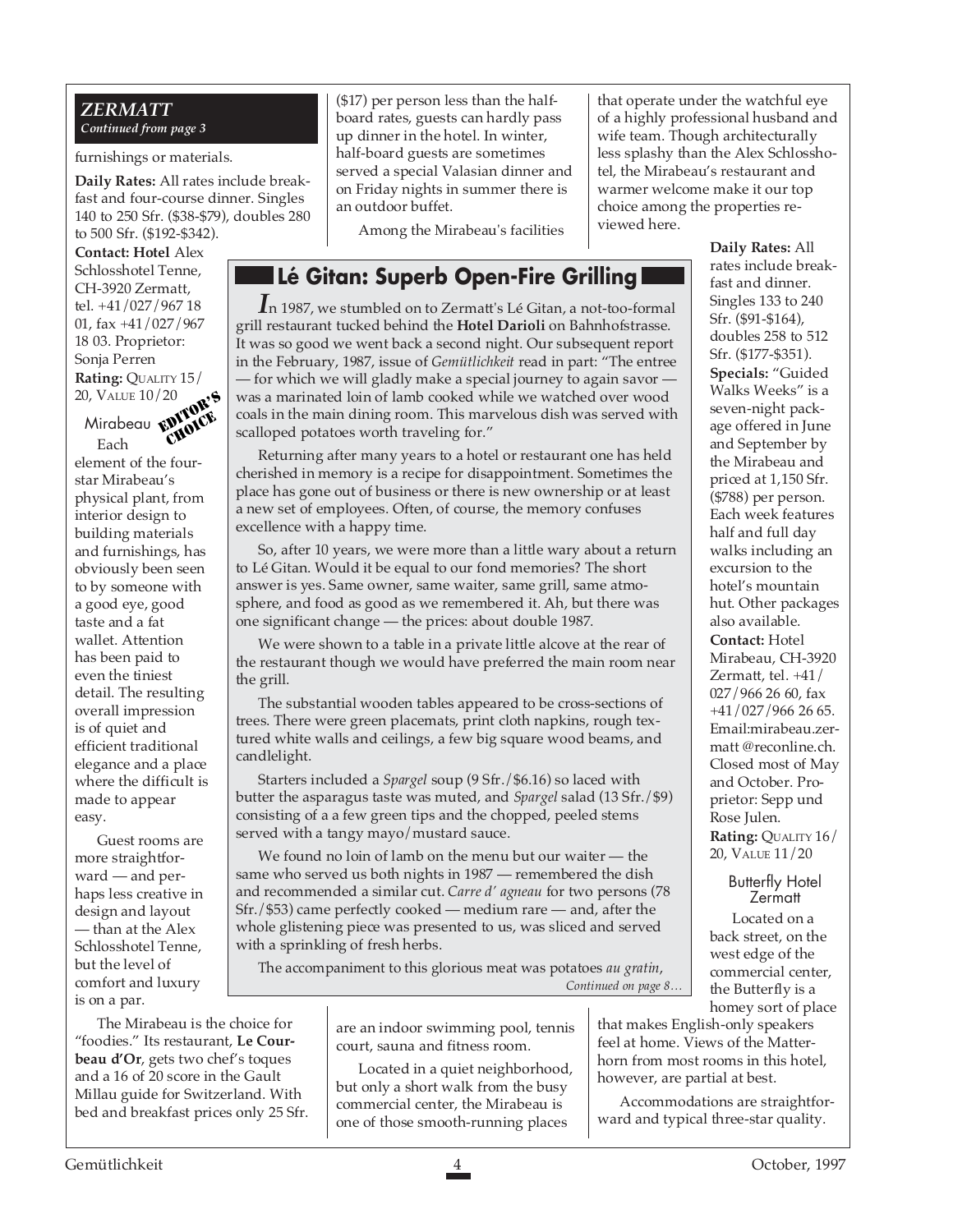## ZERMATT

*Continued from page 3*

furnishings or materials.

**Daily Rates:** All rates include breakfast and four-course dinner. Singles 140 to 250 Sfr. ($38-$79), doubles 280 to 500 Sfr. ($192-$342).

**Contact: Hotel** Alex Schlosshotel Tenne, CH-3920 Zermatt, tel. +41/027/967 18 01, fax +41/027/967 18 03. Proprietor: Sonja Perren

**Rating:** QUALITY 15/20, VALUE 10/20

### Mirabeau

EDITOR'S CHOICE

Each element of the four-star Mirabeau's physical plant, from interior design to building materials and furnishings, has obviously been seen to by someone with a good eye, good taste and a fat wallet. Attention has been paid to even the tiniest detail. The resulting overall impression is of quiet and efficient traditional elegance and a place where the difficult is made to appear easy.

Guest rooms are more straightforward — and perhaps less creative in design and layout — than at the Alex Schlosshotel Tenne, but the level of comfort and luxury is on a par.

The Mirabeau is the choice for "foodies." Its restaurant, **Le Courbeau d'Or**, gets two chef's toques and a 16 of 20 score in the Gault Millau guide for Switzerland. With bed and breakfast prices only 25 Sfr. ($17) per person less than the half-board rates, guests can hardly pass up dinner in the hotel. In winter, half-board guests are sometimes served a special Valasian dinner and on Friday nights in summer there is an outdoor buffet.

Among the Mirabeau's facilities are an indoor swimming pool, tennis court, sauna and fitness room.

Located in a quiet neighborhood, but only a short walk from the busy commercial center, the Mirabeau is one of those smooth-running places that operate under the watchful eye of a highly professional husband and wife team. Though architecturally less splashy than the Alex Schlosshotel, the Mirabeau's restaurant and warmer welcome make it our top choice among the properties reviewed here.

**Daily Rates:** All rates include breakfast and dinner. Singles 133 to 240 Sfr. ($91-$164), doubles 258 to 512 Sfr. ($177-$351).

**Specials:** "Guided Walks Weeks" is a seven-night package offered in June and September by the Mirabeau and priced at 1,150 Sfr. ($788) per person. Each week features half and full day walks including an excursion to the hotel's mountain hut. Other packages also available.

**Contact:** Hotel Mirabeau, CH-3920 Zermatt, tel. +41/027/966 26 60, fax +41/027/966 26 65. Email:mirabeau.zermatt @reconline.ch. Closed most of May and October. Proprietor: Sepp und Rose Julen.

**Rating:** QUALITY 16/20, VALUE 11/20

### Butterfly Hotel Zermatt

Located on a back street, on the west edge of the commercial center, the Butterfly is a homey sort of place that makes English-only speakers feel at home. Views of the Matterhorn from most rooms in this hotel, however, are partial at best.

Accommodations are straightforward and typical three-star quality.

## Lé Gitan: Superb Open-Fire Grilling

In 1987, we stumbled on to Zermatt's Lé Gitan, a not-too-formal grill restaurant tucked behind the **Hotel Darioli** on Bahnhofstrasse. It was so good we went back a second night. Our subsequent report in the February, 1987, issue of *Gemütlichkeit* read in part: "The entree — for which we will gladly make a special journey to again savor — was a marinated loin of lamb cooked while we watched over wood coals in the main dining room. This marvelous dish was served with scalloped potatoes worth traveling for."

Returning after many years to a hotel or restaurant one has held cherished in memory is a recipe for disappointment. Sometimes the place has gone out of business or there is new ownership or at least a new set of employees. Often, of course, the memory confuses excellence with a happy time.

So, after 10 years, we were more than a little wary about a return to Lé Gitan. Would it be equal to our fond memories? The short answer is yes. Same owner, same waiter, same grill, same atmosphere, and food as good as we remembered it. Ah, but there was one significant change — the prices: about double 1987.

We were shown to a table in a private little alcove at the rear of the restaurant though we would have preferred the main room near the grill.

The substantial wooden tables appeared to be cross-sections of trees. There were green placemats, print cloth napkins, rough textured white walls and ceilings, a few big square wood beams, and candlelight.

Starters included a *Spargel* soup (9 Sfr./$6.16) so laced with butter the asparagus taste was muted, and *Spargel* salad (13 Sfr./$9) consisting of a a few green tips and the chopped, peeled stems served with a tangy mayo/mustard sauce.

We found no loin of lamb on the menu but our waiter — the same who served us both nights in 1987 — remembered the dish and recommended a similar cut. *Carre d' agneau* for two persons (78 Sfr./$53) came perfectly cooked — medium rare — and, after the whole glistening piece was presented to us, was sliced and served with a sprinkling of fresh herbs.

The accompaniment to this glorious meat was potatoes *au gratin*,

*Continued on page 8…*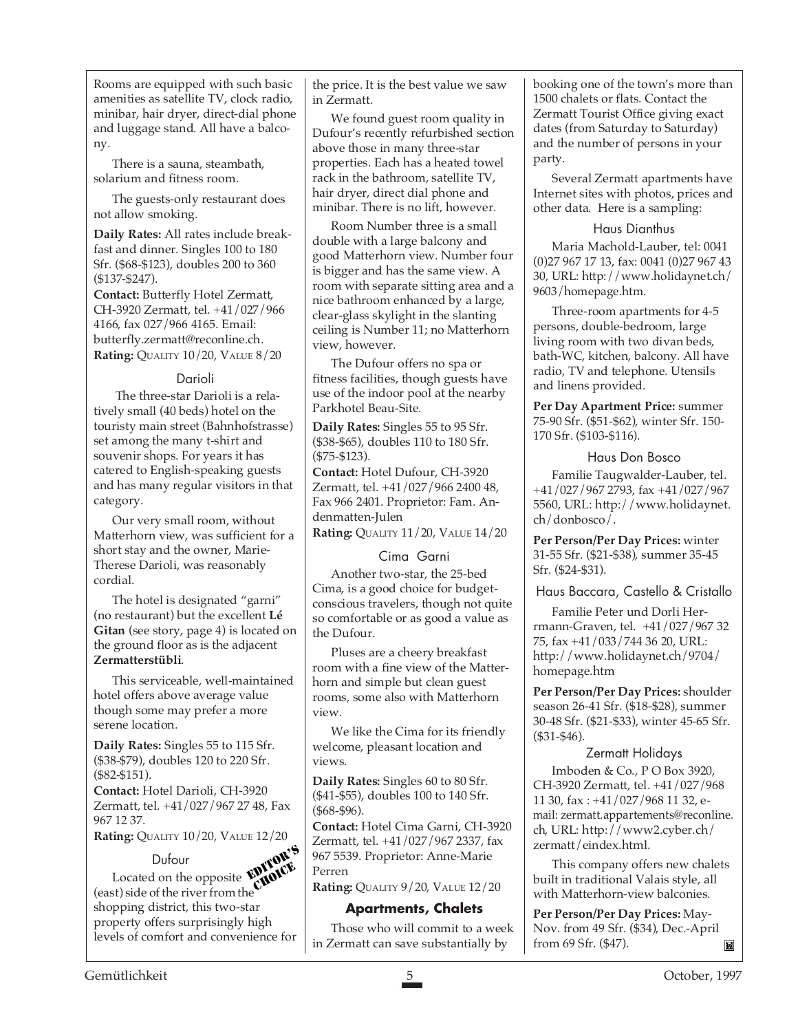Rooms are equipped with such basic amenities as satellite TV, clock radio, minibar, hair dryer, direct-dial phone and luggage stand. All have a balcony.

There is a sauna, steambath, solarium and fitness room.

The guests-only restaurant does not allow smoking.

**Daily Rates:** All rates include breakfast and dinner. Singles 100 to 180 Sfr. ($68-$123), doubles 200 to 360 ($137-$247).

**Contact:** Butterfly Hotel Zermatt, CH-3920 Zermatt, tel. +41/027/966 4166, fax 027/966 4165. Email: butterfly.zermatt@reconline.ch.

**Rating:** QUALITY 10/20, VALUE 8/20

### Darioli

The three-star Darioli is a relatively small (40 beds) hotel on the touristy main street (Bahnhofstrasse) set among the many t-shirt and souvenir shops. For years it has catered to English-speaking guests and has many regular visitors in that category.

Our very small room, without Matterhorn view, was sufficient for a short stay and the owner, Marie-Therese Darioli, was reasonably cordial.

The hotel is designated "garni" (no restaurant) but the excellent **Lé Gitan** (see story, page 4) is located on the ground floor as is the adjacent **Zermatterstübli**.

This serviceable, well-maintained hotel offers above average value though some may prefer a more serene location.

**Daily Rates:** Singles 55 to 115 Sfr. ($38-$79), doubles 120 to 220 Sfr. ($82-$151).

**Contact:** Hotel Darioli, CH-3920 Zermatt, tel. +41/027/967 27 48, Fax 967 12 37.

**Rating:** QUALITY 10/20, VALUE 12/20

### Dufour

EDITOR'S CHOICE

Located on the opposite (east) side of the river from the shopping district, this two-star property offers surprisingly high levels of comfort and convenience for the price. It is the best value we saw in Zermatt.

We found guest room quality in Dufour's recently refurbished section above those in many three-star properties. Each has a heated towel rack in the bathroom, satellite TV, hair dryer, direct dial phone and minibar. There is no lift, however.

Room Number three is a small double with a large balcony and good Matterhorn view. Number four is bigger and has the same view. A room with separate sitting area and a nice bathroom enhanced by a large, clear-glass skylight in the slanting ceiling is Number 11; no Matterhorn view, however.

The Dufour offers no spa or fitness facilities, though guests have use of the indoor pool at the nearby Parkhotel Beau-Site.

**Daily Rates:** Singles 55 to 95 Sfr. ($38-$65), doubles 110 to 180 Sfr. ($75-$123).

**Contact:** Hotel Dufour, CH-3920 Zermatt, tel. +41/027/966 2400 48, Fax 966 2401. Proprietor: Fam. Andenmatten-Julen

**Rating:** QUALITY 11/20, VALUE 14/20

### Cima Garni

Another two-star, the 25-bed Cima, is a good choice for budget-conscious travelers, though not quite so comfortable or as good a value as the Dufour.

Pluses are a cheery breakfast room with a fine view of the Matterhorn and simple but clean guest rooms, some also with Matterhorn view.

We like the Cima for its friendly welcome, pleasant location and views.

**Daily Rates:** Singles 60 to 80 Sfr. ($41-$55), doubles 100 to 140 Sfr. ($68-$96).

**Contact:** Hotel Cima Garni, CH-3920 Zermatt, tel. +41/027/967 2337, fax 967 5539. Proprietor: Anne-Marie Perren

**Rating:** QUALITY 9/20, VALUE 12/20

## Apartments, Chalets

Those who will commit to a week in Zermatt can save substantially by booking one of the town's more than 1500 chalets or flats. Contact the Zermatt Tourist Office giving exact dates (from Saturday to Saturday) and the number of persons in your party.

Several Zermatt apartments have Internet sites with photos, prices and other data. Here is a sampling:

### Haus Dianthus

Maria Machold-Lauber, tel: 0041 (0)27 967 17 13, fax: 0041 (0)27 967 43 30, URL: http://www.holidaynet.ch/9603/homepage.htm.

Three-room apartments for 4-5 persons, double-bedroom, large living room with two divan beds, bath-WC, kitchen, balcony. All have radio, TV and telephone. Utensils and linens provided.

**Per Day Apartment Price:** summer 75-90 Sfr. ($51-$62), winter Sfr. 150-170 Sfr. ($103-$116).

### Haus Don Bosco

Familie Taugwalder-Lauber, tel. +41/027/967 2793, fax +41/027/967 5560, URL: http://www.holidaynet.ch/donbosco/.

**Per Person/Per Day Prices:** winter 31-55 Sfr. ($21-$38), summer 35-45 Sfr. ($24-$31).

### Haus Baccara, Castello & Cristallo

Familie Peter und Dorli Hermann-Graven, tel. +41/027/967 32 75, fax +41/033/744 36 20, URL: http://www.holidaynet.ch/9704/homepage.htm

**Per Person/Per Day Prices:** shoulder season 26-41 Sfr. ($18-$28), summer 30-48 Sfr. ($21-$33), winter 45-65 Sfr. ($31-$46).

### Zermatt Holidays

Imboden & Co., P O Box 3920, CH-3920 Zermatt, tel. +41/027/968 11 30, fax : +41/027/968 11 32, e-mail: zermatt.appartements@reconline.ch, URL: http://www2.cyber.ch/zermatt/eindex.html.

This company offers new chalets built in traditional Valais style, all with Matterhorn-view balconies.

**Per Person/Per Day Prices:** May-Nov. from 49 Sfr. ($34), Dec.-April from 69 Sfr. ($47).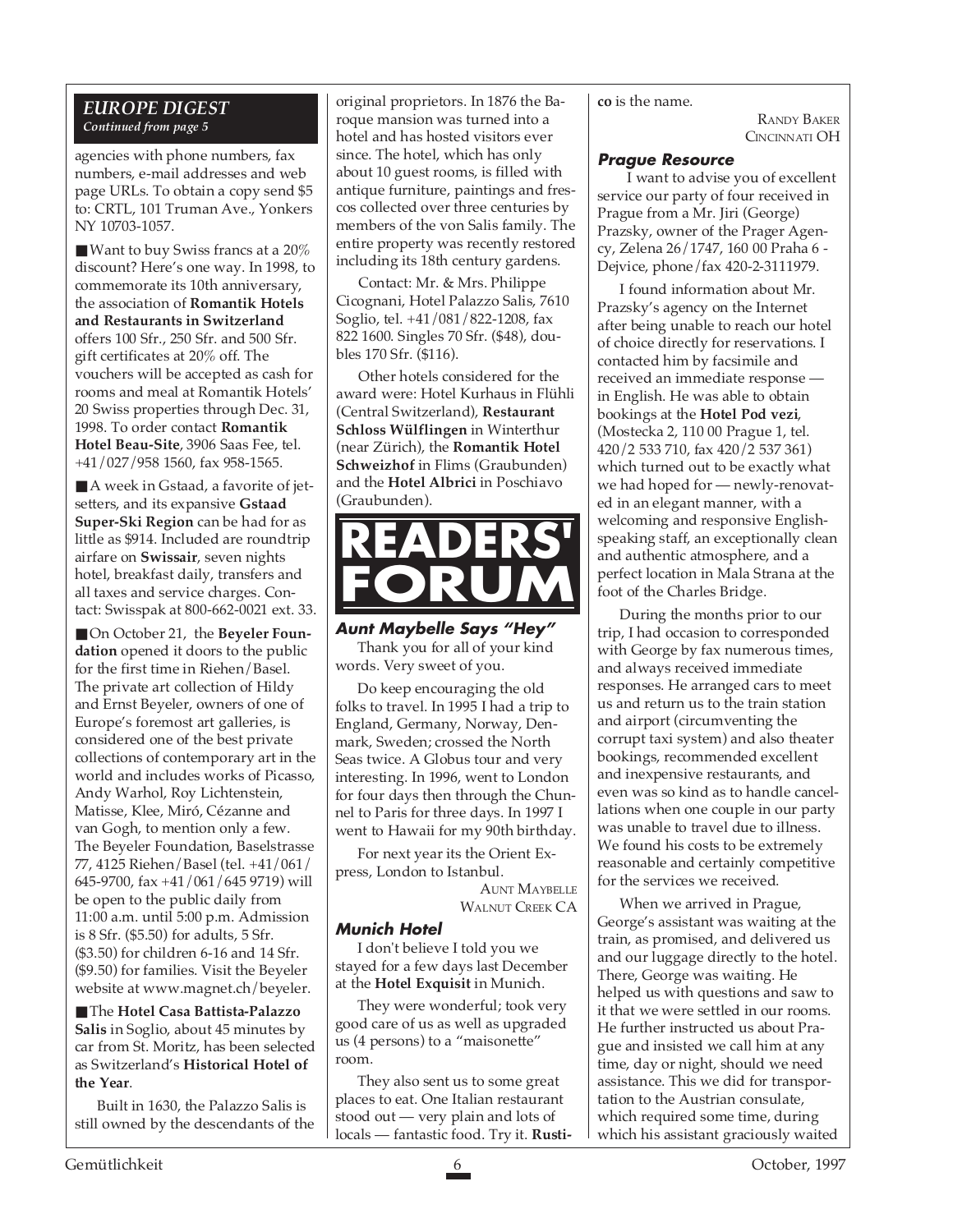## EUROPE DIGEST

*Continued from page 5*

agencies with phone numbers, fax numbers, e-mail addresses and web page URLs. To obtain a copy send $5 to: CRTL, 101 Truman Ave., Yonkers NY 10703-1057.

■ Want to buy Swiss francs at a 20% discount? Here's one way. In 1998, to commemorate its 10th anniversary, the association of **Romantik Hotels and Restaurants in Switzerland** offers 100 Sfr., 250 Sfr. and 500 Sfr. gift certificates at 20% off. The vouchers will be accepted as cash for rooms and meal at Romantik Hotels' 20 Swiss properties through Dec. 31, 1998. To order contact **Romantik Hotel Beau-Site**, 3906 Saas Fee, tel. +41/027/958 1560, fax 958-1565.

■ A week in Gstaad, a favorite of jet-setters, and its expansive **Gstaad Super-Ski Region** can be had for as little as $914. Included are roundtrip airfare on **Swissair**, seven nights hotel, breakfast daily, transfers and all taxes and service charges. Contact: Swisspak at 800-662-0021 ext. 33.

■ On October 21, the **Beyeler Foundation** opened it doors to the public for the first time in Riehen/Basel. The private art collection of Hildy and Ernst Beyeler, owners of one of Europe's foremost art galleries, is considered one of the best private collections of contemporary art in the world and includes works of Picasso, Andy Warhol, Roy Lichtenstein, Matisse, Klee, Miró, Cézanne and van Gogh, to mention only a few. The Beyeler Foundation, Baselstrasse 77, 4125 Riehen/Basel (tel. +41/061/645-9700, fax +41/061/645 9719) will be open to the public daily from 11:00 a.m. until 5:00 p.m. Admission is 8 Sfr. ($5.50) for adults, 5 Sfr. ($3.50) for children 6-16 and 14 Sfr. ($9.50) for families. Visit the Beyeler website at www.magnet.ch/beyeler.

■ The **Hotel Casa Battista-Palazzo Salis** in Soglio, about 45 minutes by car from St. Moritz, has been selected as Switzerland's **Historical Hotel of the Year**.

Built in 1630, the Palazzo Salis is still owned by the descendants of the original proprietors. In 1876 the Baroque mansion was turned into a hotel and has hosted visitors ever since. The hotel, which has only about 10 guest rooms, is filled with antique furniture, paintings and frescos collected over three centuries by members of the von Salis family. The entire property was recently restored including its 18th century gardens.

Contact: Mr. & Mrs. Philippe Cicognani, Hotel Palazzo Salis, 7610 Soglio, tel. +41/081/822-1208, fax 822 1600. Singles 70 Sfr. ($48), doubles 170 Sfr. ($116).

Other hotels considered for the award were: Hotel Kurhaus in Flühli (Central Switzerland), **Restaurant Schloss Wülflingen** in Winterthur (near Zürich), the **Romantik Hotel Schweizhof** in Flims (Graubunden) and the **Hotel Albrici** in Poschiavo (Graubunden).

# READERS' FORUM

### Aunt Maybelle Says "Hey"

Thank you for all of your kind words. Very sweet of you.

Do keep encouraging the old folks to travel. In 1995 I had a trip to England, Germany, Norway, Denmark, Sweden; crossed the North Seas twice. A Globus tour and very interesting. In 1996, went to London for four days then through the Chunnel to Paris for three days. In 1997 I went to Hawaii for my 90th birthday.

For next year its the Orient Express, London to Istanbul.

AUNT MAYBELLE
WALNUT CREEK CA

### Munich Hotel

I don't believe I told you we stayed for a few days last December at the **Hotel Exquisit** in Munich.

They were wonderful; took very good care of us as well as upgraded us (4 persons) to a "maisonette" room.

They also sent us to some great places to eat. One Italian restaurant stood out — very plain and lots of locals — fantastic food. Try it. **Rustico** is the name.

RANDY BAKER
CINCINNATI OH

### Prague Resource

I want to advise you of excellent service our party of four received in Prague from a Mr. Jiri (George) Prazsky, owner of the Prager Agency, Zelena 26/1747, 160 00 Praha 6 - Dejvice, phone/fax 420-2-3111979.

I found information about Mr. Prazsky's agency on the Internet after being unable to reach our hotel of choice directly for reservations. I contacted him by facsimile and received an immediate response — in English. He was able to obtain bookings at the **Hotel Pod vezi**, (Mostecka 2, 110 00 Prague 1, tel. 420/2 533 710, fax 420/2 537 361) which turned out to be exactly what we had hoped for — newly-renovated in an elegant manner, with a welcoming and responsive English-speaking staff, an exceptionally clean and authentic atmosphere, and a perfect location in Mala Strana at the foot of the Charles Bridge.

During the months prior to our trip, I had occasion to corresponded with George by fax numerous times, and always received immediate responses. He arranged cars to meet us and return us to the train station and airport (circumventing the corrupt taxi system) and also theater bookings, recommended excellent and inexpensive restaurants, and even was so kind as to handle cancellations when one couple in our party was unable to travel due to illness. We found his costs to be extremely reasonable and certainly competitive for the services we received.

When we arrived in Prague, George's assistant was waiting at the train, as promised, and delivered us and our luggage directly to the hotel. There, George was waiting. He helped us with questions and saw to it that we were settled in our rooms. He further instructed us about Prague and insisted we call him at any time, day or night, should we need assistance. This we did for transportation to the Austrian consulate, which required some time, during which his assistant graciously waited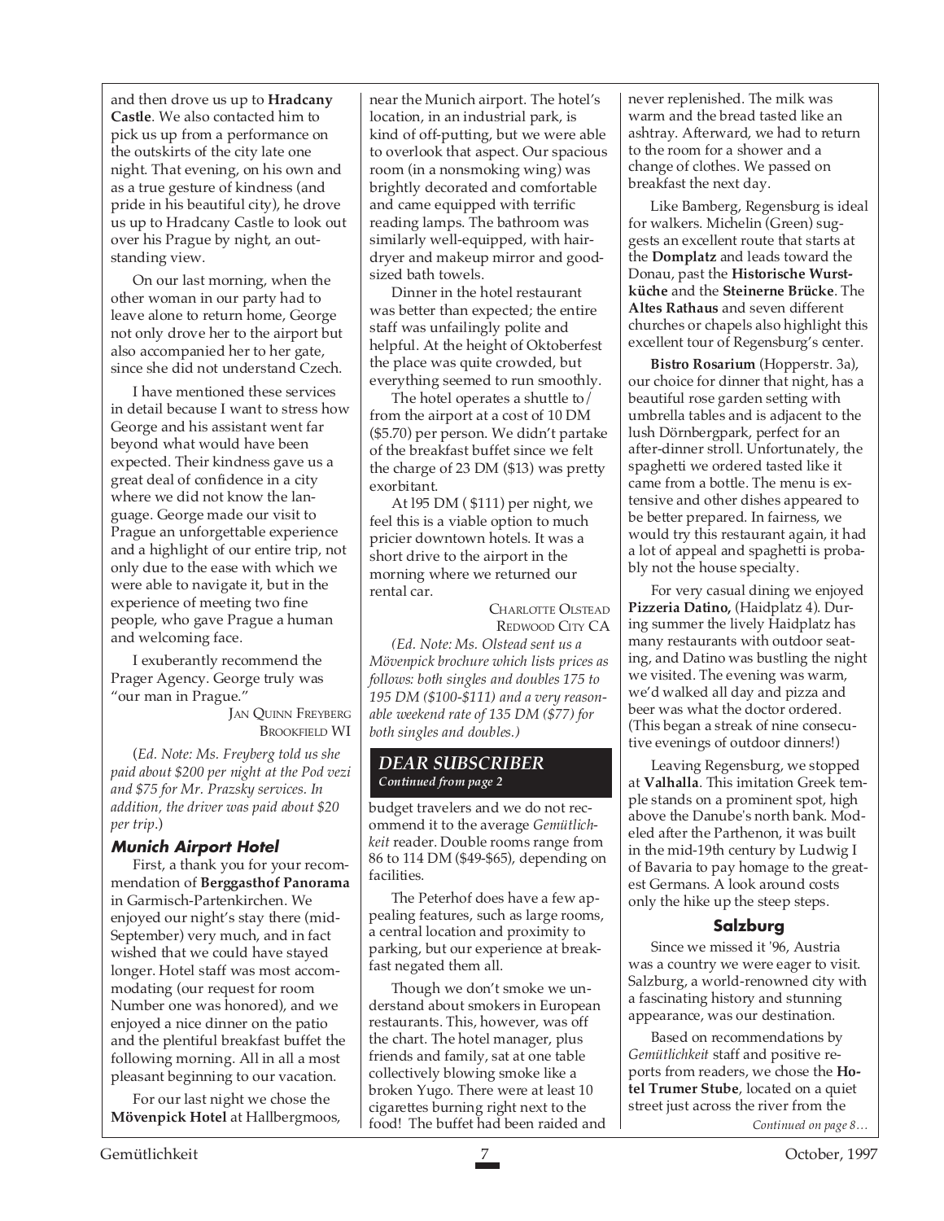and then drove us up to **Hradcany Castle**. We also contacted him to pick us up from a performance on the outskirts of the city late one night. That evening, on his own and as a true gesture of kindness (and pride in his beautiful city), he drove us up to Hradcany Castle to look out over his Prague by night, an outstanding view.

On our last morning, when the other woman in our party had to leave alone to return home, George not only drove her to the airport but also accompanied her to her gate, since she did not understand Czech.

I have mentioned these services in detail because I want to stress how George and his assistant went far beyond what would have been expected. Their kindness gave us a great deal of confidence in a city where we did not know the language. George made our visit to Prague an unforgettable experience and a highlight of our entire trip, not only due to the ease with which we were able to navigate it, but in the experience of meeting two fine people, who gave Prague a human and welcoming face.

I exuberantly recommend the Prager Agency. George truly was "our man in Prague."

JAN QUINN FREYBERG
BROOKFIELD WI

(*Ed. Note: Ms. Freyberg told us she paid about $200 per night at the Pod vezi and $75 for Mr. Prazsky services. In addition, the driver was paid about $20 per trip.*)

### Munich Airport Hotel

First, a thank you for your recommendation of **Berggasthof Panorama** in Garmisch-Partenkirchen. We enjoyed our night's stay there (mid-September) very much, and in fact wished that we could have stayed longer. Hotel staff was most accommodating (our request for room Number one was honored), and we enjoyed a nice dinner on the patio and the plentiful breakfast buffet the following morning. All in all a most pleasant beginning to our vacation.

For our last night we chose the **Mövenpick Hotel** at Hallbergmoos, near the Munich airport. The hotel's location, in an industrial park, is kind of off-putting, but we were able to overlook that aspect. Our spacious room (in a nonsmoking wing) was brightly decorated and comfortable and came equipped with terrific reading lamps. The bathroom was similarly well-equipped, with hairdryer and makeup mirror and good-sized bath towels.

Dinner in the hotel restaurant was better than expected; the entire staff was unfailingly polite and helpful. At the height of Oktoberfest the place was quite crowded, but everything seemed to run smoothly.

The hotel operates a shuttle to/from the airport at a cost of 10 DM ($5.70) per person. We didn't partake of the breakfast buffet since we felt the charge of 23 DM ($13) was pretty exorbitant.

At l95 DM ( $111) per night, we feel this is a viable option to much pricier downtown hotels. It was a short drive to the airport in the morning where we returned our rental car.

CHARLOTTE OLSTEAD
REDWOOD CITY CA

*(Ed. Note: Ms. Olstead sent us a Mövenpick brochure which lists prices as follows: both singles and doubles 175 to 195 DM ($100-$111) and a very reasonable weekend rate of 135 DM ($77) for both singles and doubles.)*

### *DEAR SUBSCRIBER*
*Continued from page 2*

budget travelers and we do not recommend it to the average *Gemütlichkeit* reader. Double rooms range from 86 to 114 DM ($49-$65), depending on facilities.

The Peterhof does have a few appealing features, such as large rooms, a central location and proximity to parking, but our experience at breakfast negated them all.

Though we don't smoke we understand about smokers in European restaurants. This, however, was off the chart. The hotel manager, plus friends and family, sat at one table collectively blowing smoke like a broken Yugo. There were at least 10 cigarettes burning right next to the food! The buffet had been raided and never replenished. The milk was warm and the bread tasted like an ashtray. Afterward, we had to return to the room for a shower and a change of clothes. We passed on breakfast the next day.

Like Bamberg, Regensburg is ideal for walkers. Michelin (Green) suggests an excellent route that starts at the **Domplatz** and leads toward the Donau, past the **Historische Wurstküche** and the **Steinerne Brücke**. The **Altes Rathaus** and seven different churches or chapels also highlight this excellent tour of Regensburg's center.

**Bistro Rosarium** (Hopperstr. 3a), our choice for dinner that night, has a beautiful rose garden setting with umbrella tables and is adjacent to the lush Dörnbergpark, perfect for an after-dinner stroll. Unfortunately, the spaghetti we ordered tasted like it came from a bottle. The menu is extensive and other dishes appeared to be better prepared. In fairness, we would try this restaurant again, it had a lot of appeal and spaghetti is probably not the house specialty.

For very casual dining we enjoyed **Pizzeria Datino,** (Haidplatz 4). During summer the lively Haidplatz has many restaurants with outdoor seating, and Datino was bustling the night we visited. The evening was warm, we'd walked all day and pizza and beer was what the doctor ordered. (This began a streak of nine consecutive evenings of outdoor dinners!)

Leaving Regensburg, we stopped at **Valhalla**. This imitation Greek temple stands on a prominent spot, high above the Danube's north bank. Modeled after the Parthenon, it was built in the mid-19th century by Ludwig I of Bavaria to pay homage to the greatest Germans. A look around costs only the hike up the steep steps.

### Salzburg

Since we missed it '96, Austria was a country we were eager to visit. Salzburg, a world-renowned city with a fascinating history and stunning appearance, was our destination.

Based on recommendations by *Gemütlichkeit* staff and positive reports from readers, we chose the **Hotel Trumer Stube**, located on a quiet street just across the river from the

*Continued on page 8…*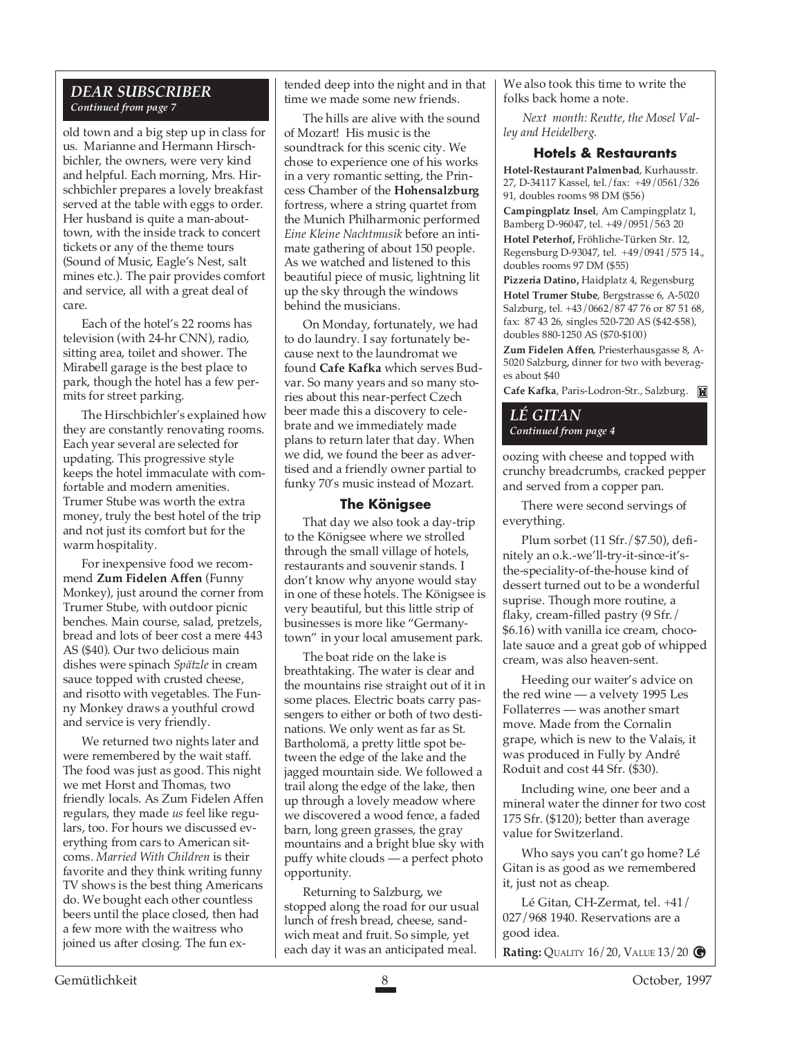## *DEAR SUBSCRIBER*

*Continued from page 7*

old town and a big step up in class for us. Marianne and Hermann Hirschbichler, the owners, were very kind and helpful. Each morning, Mrs. Hirschbichler prepares a lovely breakfast served at the table with eggs to order. Her husband is quite a man-about-town, with the inside track to concert tickets or any of the theme tours (Sound of Music, Eagle's Nest, salt mines etc.). The pair provides comfort and service, all with a great deal of care.

Each of the hotel's 22 rooms has television (with 24-hr CNN), radio, sitting area, toilet and shower. The Mirabell garage is the best place to park, though the hotel has a few permits for street parking.

The Hirschbichler's explained how they are constantly renovating rooms. Each year several are selected for updating. This progressive style keeps the hotel immaculate with comfortable and modern amenities. Trumer Stube was worth the extra money, truly the best hotel of the trip and not just its comfort but for the warm hospitality.

For inexpensive food we recommend **Zum Fidelen Affen** (Funny Monkey), just around the corner from Trumer Stube, with outdoor picnic benches. Main course, salad, pretzels, bread and lots of beer cost a mere 443 AS ($40). Our two delicious main dishes were spinach *Spätzle* in cream sauce topped with crusted cheese, and risotto with vegetables. The Funny Monkey draws a youthful crowd and service is very friendly.

We returned two nights later and were remembered by the wait staff. The food was just as good. This night we met Horst and Thomas, two friendly locals. As Zum Fidelen Affen regulars, they made *us* feel like regulars, too. For hours we discussed everything from cars to American sitcoms. *Married With Children* is their favorite and they think writing funny TV shows is the best thing Americans do. We bought each other countless beers until the place closed, then had a few more with the waitress who joined us after closing. The fun extended deep into the night and in that time we made some new friends.

The hills are alive with the sound of Mozart! His music is the soundtrack for this scenic city. We chose to experience one of his works in a very romantic setting, the Princess Chamber of the **Hohensalzburg** fortress, where a string quartet from the Munich Philharmonic performed *Eine Kleine Nachtmusik* before an intimate gathering of about 150 people. As we watched and listened to this beautiful piece of music, lightning lit up the sky through the windows behind the musicians.

On Monday, fortunately, we had to do laundry. I say fortunately because next to the laundromat we found **Cafe Kafka** which serves Budvar. So many years and so many stories about this near-perfect Czech beer made this a discovery to celebrate and we immediately made plans to return later that day. When we did, we found the beer as advertised and a friendly owner partial to funky 70's music instead of Mozart.

### The Königsee

That day we also took a day-trip to the Königsee where we strolled through the small village of hotels, restaurants and souvenir stands. I don't know why anyone would stay in one of these hotels. The Königsee is very beautiful, but this little strip of businesses is more like "Germanytown" in your local amusement park.

The boat ride on the lake is breathtaking. The water is clear and the mountains rise straight out of it in some places. Electric boats carry passengers to either or both of two destinations. We only went as far as St. Bartholomä, a pretty little spot between the edge of the lake and the jagged mountain side. We followed a trail along the edge of the lake, then up through a lovely meadow where we discovered a wood fence, a faded barn, long green grasses, the gray mountains and a bright blue sky with puffy white clouds — a perfect photo opportunity.

Returning to Salzburg, we stopped along the road for our usual lunch of fresh bread, cheese, sandwich meat and fruit. So simple, yet each day it was an anticipated meal. We also took this time to write the folks back home a note.

*Next month: Reutte, the Mosel Valley and Heidelberg.*

### Hotels & Restaurants

**Hotel-Restaurant Palmenbad**, Kurhausstr. 27, D-34117 Kassel, tel./fax: +49/0561/326 91, doubles rooms 98 DM ($56)

**Campingplatz Insel**, Am Campingplatz 1, Bamberg D-96047, tel. +49/0951/563 20

**Hotel Peterhof,** Fröhliche-Türken Str. 12, Regensburg D-93047, tel. +49/0941/575 14., doubles rooms 97 DM ($55)

**Pizzeria Datino,** Haidplatz 4, Regensburg

**Hotel Trumer Stube**, Bergstrasse 6, A-5020 Salzburg, tel. +43/0662/87 47 76 or 87 51 68, fax: 87 43 26, singles 520-720 AS ($42-$58), doubles 880-1250 AS ($70-$100)

**Zum Fidelen Affen**, Priesterhausgasse 8, A-5020 Salzburg, dinner for two with beverages about $40

**Cafe Kafka**, Paris-Lodron-Str., Salzburg.

## *LÉ GITAN*

*Continued from page 4*

oozing with cheese and topped with crunchy breadcrumbs, cracked pepper and served from a copper pan.

There were second servings of everything.

Plum sorbet (11 Sfr./$7.50), definitely an o.k.-we'll-try-it-since-it's-the-speciality-of-the-house kind of dessert turned out to be a wonderful suprise. Though more routine, a flaky, cream-filled pastry (9 Sfr./$6.16) with vanilla ice cream, chocolate sauce and a great gob of whipped cream, was also heaven-sent.

Heeding our waiter's advice on the red wine — a velvety 1995 Les Follaterres — was another smart move. Made from the Cornalin grape, which is new to the Valais, it was produced in Fully by André Roduit and cost 44 Sfr. ($30).

Including wine, one beer and a mineral water the dinner for two cost 175 Sfr. ($120); better than average value for Switzerland.

Who says you can't go home? Lé Gitan is as good as we remembered it, just not as cheap.

Lé Gitan, CH-Zermatt, tel. +41/027/968 1940. Reservations are a good idea.

**Rating:** QUALITY 16/20, VALUE 13/20